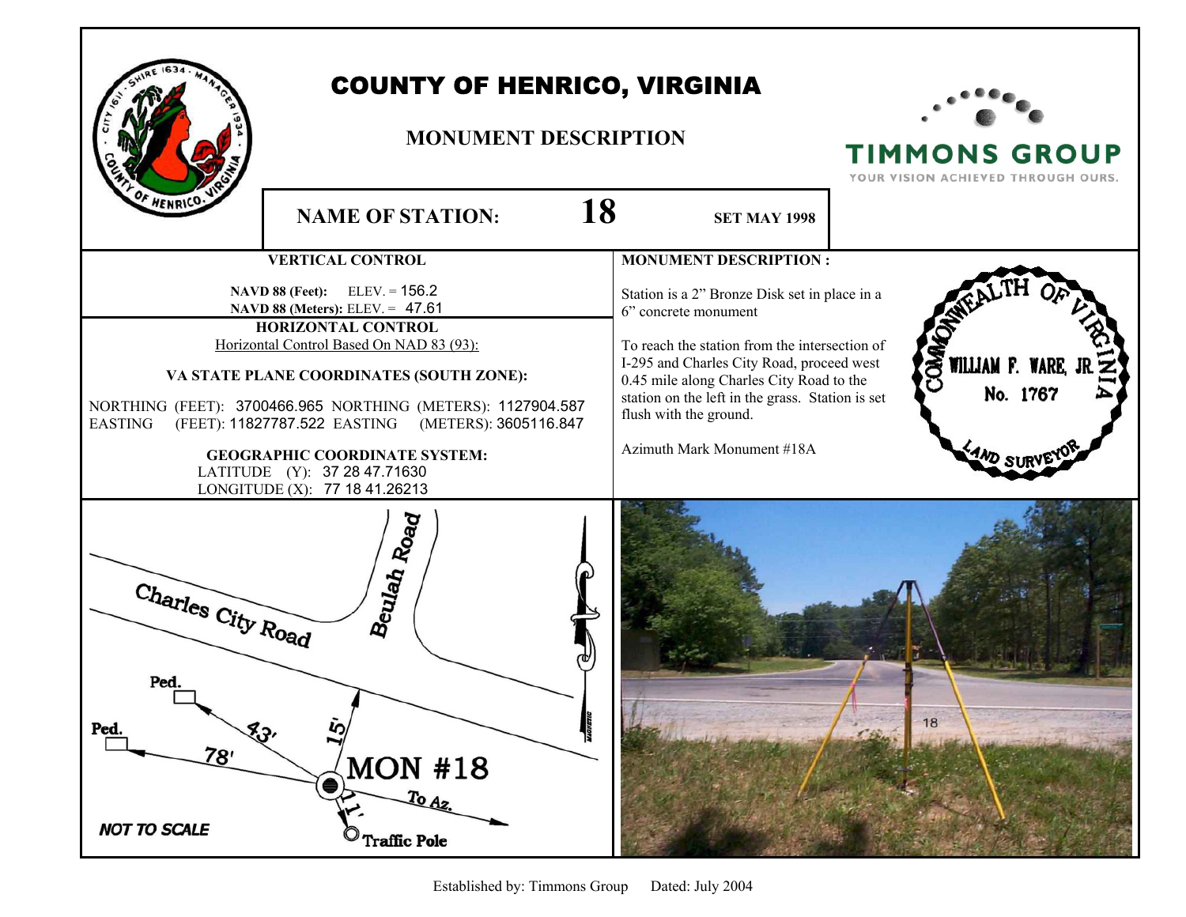# COUNTY OF HENRICO, VIRGINIA

## MONUMENT DESCRIPTION

TIMMONS GROUP
YOUR VISION ACHIEVED THROUGH OURS.

**NAME OF STATION:** **18** **SET MAY 1998**

### VERTICAL CONTROL

**NAVD 88 (Feet):** ELEV. = 156.2
**NAVD 88 (Meters):** ELEV. = 47.61

### HORIZONTAL CONTROL

Horizontal Control Based On NAD 83 (93):

**VA STATE PLANE COORDINATES (SOUTH ZONE):**

NORTHING (FEET): 3700466.965 NORTHING (METERS): 1127904.587
EASTING (FEET): 11827787.522 EASTING (METERS): 3605116.847

**GEOGRAPHIC COORDINATE SYSTEM:**

LATITUDE (Y): 37 28 47.71630
LONGITUDE (X): 77 18 41.26213

### MONUMENT DESCRIPTION :

Station is a 2" Bronze Disk set in place in a 6" concrete monument

To reach the station from the intersection of I-295 and Charles City Road, proceed west 0.45 mile along Charles City Road to the station on the left in the grass. Station is set flush with the ground.

Azimuth Mark Monument #18A

COMMONWEALTH OF VIRGINIA
WILLIAM F. WARE, JR.
No. 1767
LAND SURVEYOR

Charles City Road
Beulah Road
Ped. 43'
Ped. 78'
15'
MON #18
To Az.
11'
Traffic Pole
MAGNETIC
NOT TO SCALE

Established by: Timmons Group Dated: July 2004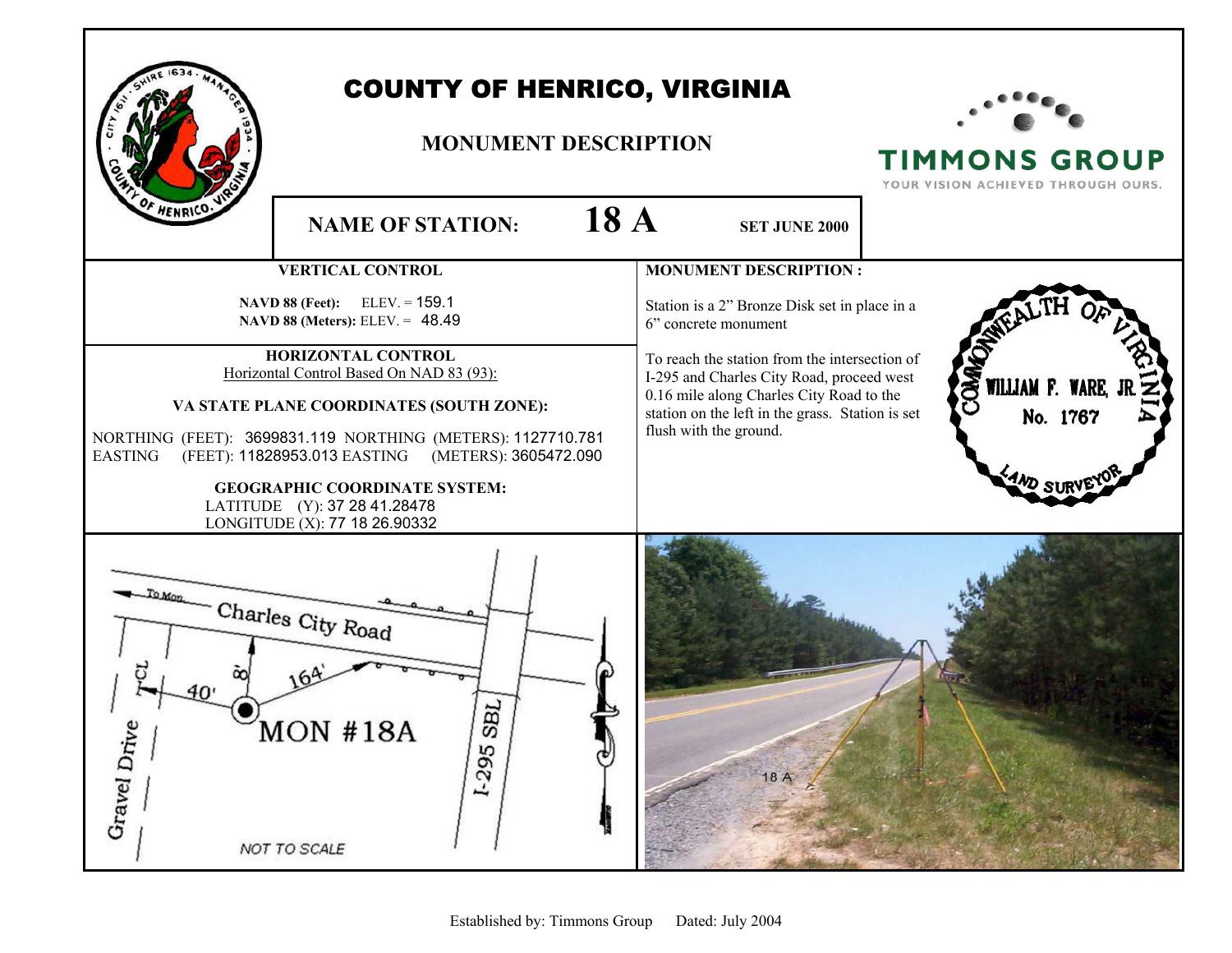# COUNTY OF HENRICO, VIRGINIA

## MONUMENT DESCRIPTION

**NAME OF STATION: 18 A** **SET JUNE 2000**

### VERTICAL CONTROL

**NAVD 88 (Feet):** ELEV. = 159.1
**NAVD 88 (Meters):** ELEV. = 48.49

### HORIZONTAL CONTROL

Horizontal Control Based On NAD 83 (93):

**VA STATE PLANE COORDINATES (SOUTH ZONE):**

NORTHING (FEET): 3699831.119 NORTHING (METERS): 1127710.781
EASTING (FEET): 11828953.013 EASTING (METERS): 3605472.090

**GEOGRAPHIC COORDINATE SYSTEM:**

LATITUDE (Y): 37 28 41.28478
LONGITUDE (X): 77 18 26.90332

### MONUMENT DESCRIPTION :

Station is a 2" Bronze Disk set in place in a 6" concrete monument

To reach the station from the intersection of I-295 and Charles City Road, proceed west 0.16 mile along Charles City Road to the station on the left in the grass. Station is set flush with the ground.

COMMONWEALTH OF VIRGINIA
WILLIAM F. WARE, JR.
No. 1767
LAND SURVEYOR

To Mon.
Charles City Road
CL
40'
8'
164'
MON #18A
I-295 SBL
Gravel Drive
NOT TO SCALE

18 A

Established by: Timmons Group Dated: July 2004